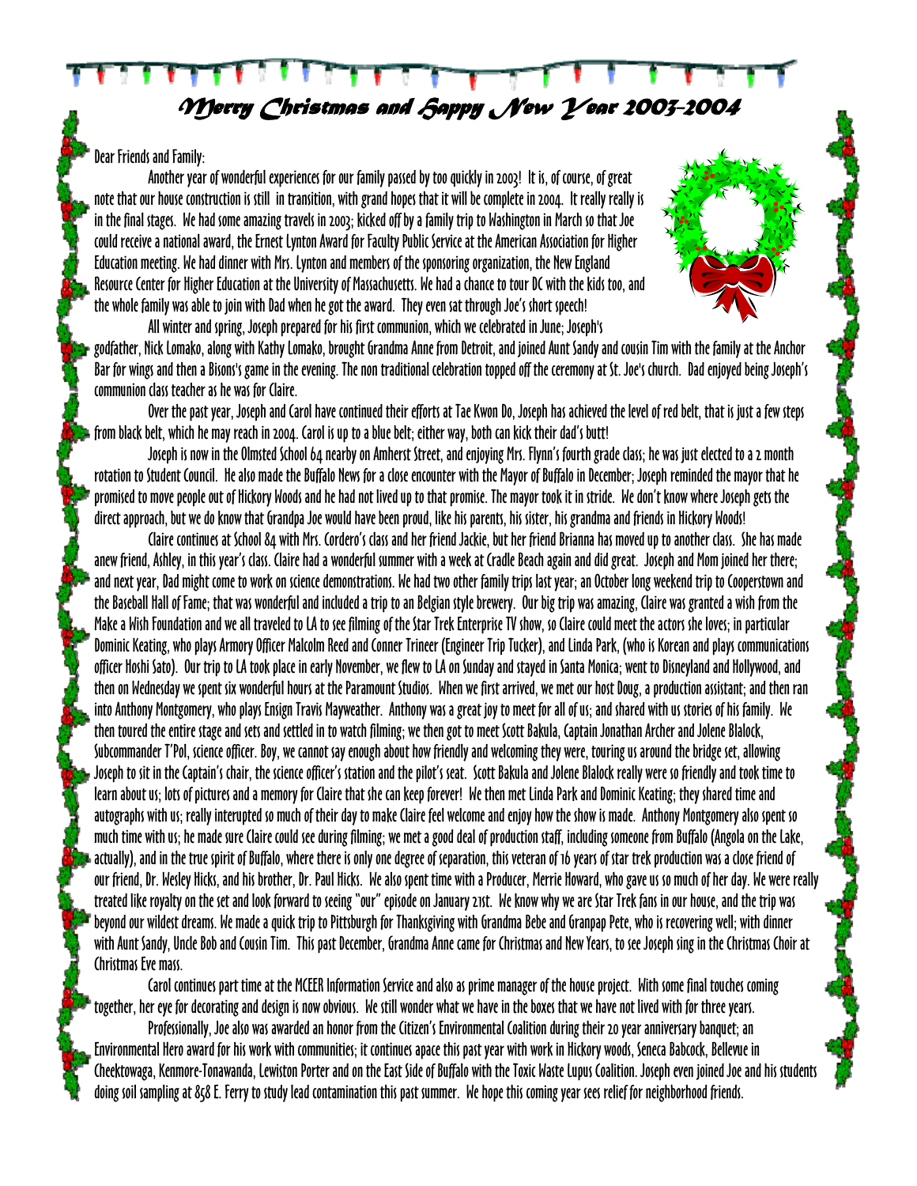# Merry Christmas and Happy New Year 2003-2004

Dear Friends and Family:

Another year of wonderful experiences for our family passed by too quickly in 2003! It is, of course, of great note that our house construction is still in transition, with grand hopes that it will be complete in 2004. It really really is in the final stages. We had some amazing travels in 2003; kicked off by a family trip to Washington in March so that Joe could receive a national award, the Ernest Lynton Award for Faculty Public Service at the American Association for Higher Education meeting. We had dinner with Mrs. Lynton and members of the sponsoring organization, the New England Resource Center for Higher Education at the University of Massachusetts. We had a chance to tour DC with the kids too, and the whole family was able to join with Dad when he got the award. They even sat through Joe's short speech!

All winter and spring, Joseph prepared for his first communion, which we celebrated in June; Joseph's godfather, Nick Lomako, along with Kathy Lomako, brought Grandma Anne from Detroit, and joined Aunt Sandy and cousin Tim with the family at the Anchor Bar for wings and then a Bisons's game in the evening. The non traditional celebration topped off the ceremony at St. Joe's church. Dad enjoyed being Joseph's communion class teacher as he was for Claire.

Over the past year, Joseph and Carol have continued their efforts at Tae Kwon Do, Joseph has achieved the level of red belt, that is just a few steps from black belt, which he may reach in 2004. Carol is up to a blue belt; either way, both can kick their dad's butt!

Joseph is now in the Olmsted School 64 nearby on Amherst Street, and enjoying Mrs. Flynn's fourth grade class; he was just elected to a 2 month rotation to Student Council. He also made the Buffalo News for a close encounter with the Mayor of Buffalo in December; Joseph reminded the mayor that he promised to move people out of Hickory Woods and he had not lived up to that promise. The mayor took it in stride. We don't know where Joseph gets the direct approach, but we do know that Grandpa Joe would have been proud, like his parents, his sister, his grandma and friends in Hickory Woods!

Claire continues at School 84 with Mrs. Cordero's class and her friend Jackie, but her friend Brianna has moved up to another class. She has made anew friend, Ashley, in this year's class. Claire had a wonderful summer with a week at Cradle Beach again and did great. Joseph and Mom joined her there; and next year, Dad might come to work on science demonstrations. We had two other family trips last year; an October long weekend trip to Cooperstown and the Baseball Hall of Fame; that was wonderful and included a trip to an Belgian style brewery. Our big trip was amazing, Claire was granted a wish from the Make a Wish Foundation and we all traveled to LA to see filming of the Star Trek Enterprise TV show, so Claire could meet the actors she loves; in particular Dominic Keating, who plays Armory Officer Malcolm Reed and Conner Trineer (Engineer Trip Tucker), and Linda Park, (who is Korean and plays communications officer Hoshi Sato). Our trip to LA took place in early November, we flew to LA on Sunday and stayed in Santa Monica; went to Disneyland and Hollywood, and then on Wednesday we spent six wonderful hours at the Paramount Studios. When we first arrived, we met our host Doug, a production assistant; and then ran into Anthony Montgomery, who plays Ensign Travis Mayweather. Anthony was a great joy to meet for all of us; and shared with us stories of his family. We then toured the entire stage and sets and settled in to watch filming; we then got to meet Scott Bakula, Captain Jonathan Archer and Jolene Blalock, Subcommander T'Pol, science officer. Boy, we cannot say enough about how friendly and welcoming they were, touring us around the bridge set, allowing Joseph to sit in the Captain's chair, the science officer's station and the pilot's seat. Scott Bakula and Jolene Blalock really were so friendly and took time to learn about us; lots of pictures and a memory for Claire that she can keep forever! We then met Linda Park and Dominic Keating; they shared time and autographs with us; really interupted so much of their day to make Claire feel welcome and enjoy how the show is made. Anthony Montgomery also spent so much time with us; he made sure Claire could see during filming; we met a good deal of production staff, including someone from Buffalo (Angola on the Lake, actually), and in the true spirit of Buffalo, where there is only one degree of separation, this veteran of 16 years of star trek production was a close friend of our friend, Dr. Wesley Hicks, and his brother, Dr. Paul Hicks. We also spent time with a Producer, Merrie Howard, who gave us so much of her day. We were really treated like royalty on the set and look forward to seeing "our" episode on January 21st. We know why we are Star Trek fans in our house, and the trip was beyond our wildest dreams. We made a quick trip to Pittsburgh for Thanksgiving with Grandma Bebe and Granpap Pete, who is recovering well; with dinner with Aunt Sandy, Uncle Bob and Cousin Tim. This past December, Grandma Anne came for Christmas and New Years, to see Joseph sing in the Christmas Choir at Christmas Eve mass.

Carol continues part time at the MCEER Information Service and also as prime manager of the house project. With some final touches coming together, her eye for decorating and design is now obvious. We still wonder what we have in the boxes that we have not lived with for three years.

Professionally, Joe also was awarded an honor from the Citizen's Environmental Coalition during their 20 year anniversary banquet; an Environmental Hero award for his work with communities; it continues apace this past year with work in Hickory woods, Seneca Babcock, Bellevue in Cheektowaga, Kenmore-Tonawanda, Lewiston Porter and on the East Side of Buffalo with the Toxic Waste Lupus Coalition. Joseph even joined Joe and his students doing soil sampling at 858 E. Ferry to study lead contamination this past summer. We hope this coming year sees relief for neighborhood friends.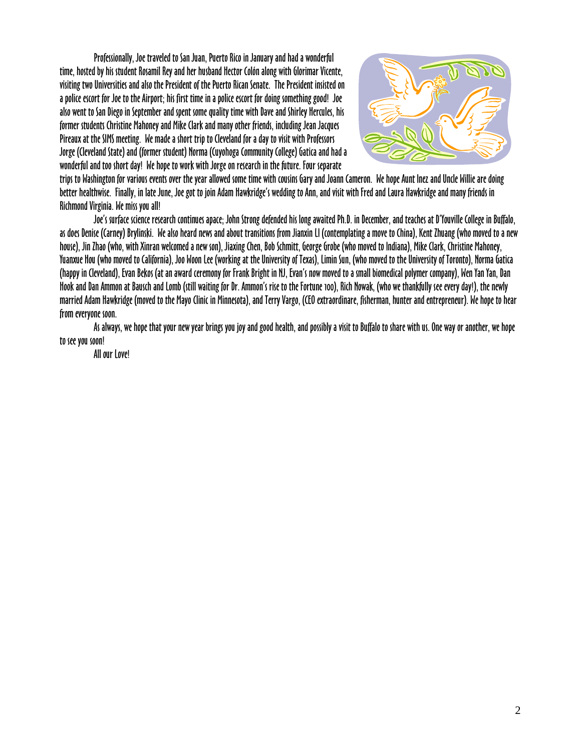Professionally, Joe traveled to San Juan, Puerto Rico in January and had a wonderful time, hosted by his student Rosamil Rey and her husband Hector Colón along with Glorimar Vicente, visiting two Universities and also the President of the Puerto Rican Senate. The President insisted on a police escort for Joe to the Airport; his first time in a police escort for doing something good! Joe also went to San Diego in September and spent some quality time with Dave and Shirley Hercules, his former students Christine Mahoney and Mike Clark and many other friends, including Jean Jacques Pireaux at the SIMS meeting. We made a short trip to Cleveland for a day to visit with Professors Jorge (Cleveland State) and (former student) Norma (Cuyohoga Community College) Gatica and had a wonderful and too short day! We hope to work with Jorge on research in the future. Four separate trips to Washington for various events over the year allowed some time with cousins Gary and Joann Cameron. We hope Aunt Inez and Uncle Willie are doing better healthwise. Finally, in late June, Joe got to join Adam Hawkridge's wedding to Ann, and visit with Fred and Laura Hawkridge and many friends in Richmond Virginia. We miss you all!

Joe's surface science research continues apace; John Strong defended his long awaited Ph.D. in December, and teaches at D'Youville College in Buffalo, as does Denise (Carney) Brylinski. We also heard news and about transitions from Jianxin LI (contemplating a move to China), Kent Zhuang (who moved to a new house), Jin Zhao (who, with Xinran welcomed a new son), Jiaxing Chen, Bob Schmitt, George Grobe (who moved to Indiana), Mike Clark, Christine Mahoney, Yuanxue Hou (who moved to California), Joo Woon Lee (working at the University of Texas), Limin Sun, (who moved to the University of Toronto), Norma Gatica (happy in Cleveland), Evan Bekos (at an award ceremony for Frank Bright in NJ, Evan's now moved to a small biomedical polymer company), Wen Yan Yan, Dan Hook and Dan Ammon at Bausch and Lomb (still waiting for Dr. Ammon's rise to the Fortune 100), Rich Nowak, (who we thankfully see every day!), the newly married Adam Hawkridge (moved to the Mayo Clinic in Minnesota), and Terry Vargo, (CEO extraordinare, fisherman, hunter and entrepreneur). We hope to hear from everyone soon.

As always, we hope that your new year brings you joy and good health, and possibly a visit to Buffalo to share with us. One way or another, we hope to see you soon!

All our Love!